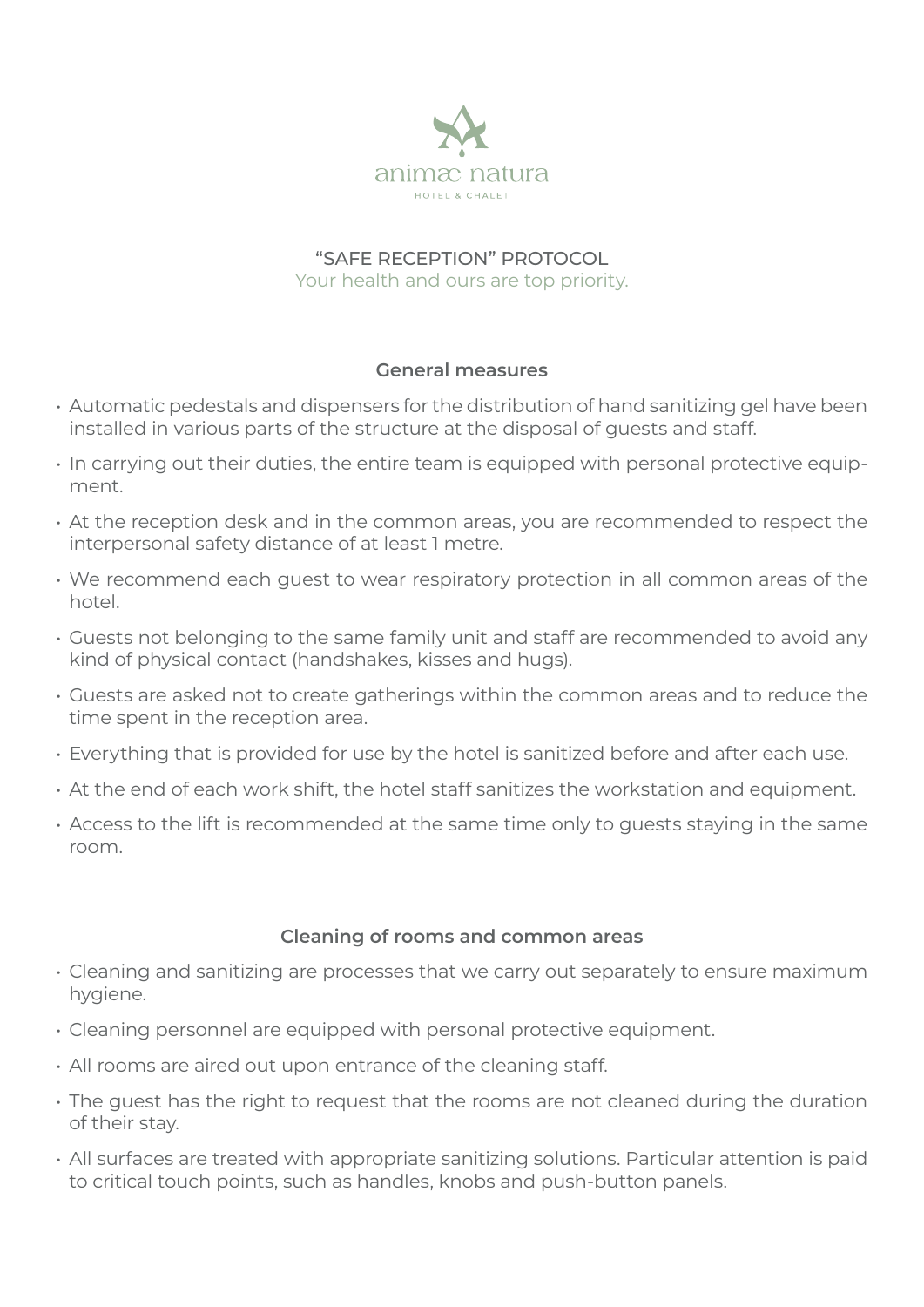animæ natura

HOTEL & CHALET

# "SAFE RECEPTION" PROTOCOL

Your health and ours are top priority.

## General measures

- Automatic pedestals and dispensers for the distribution of hand sanitizing gel have been installed in various parts of the structure at the disposal of guests and staff.
- In carrying out their duties, the entire team is equipped with personal protective equipment.
- At the reception desk and in the common areas, you are recommended to respect the interpersonal safety distance of at least 1 metre.
- We recommend each guest to wear respiratory protection in all common areas of the hotel.
- Guests not belonging to the same family unit and staff are recommended to avoid any kind of physical contact (handshakes, kisses and hugs).
- Guests are asked not to create gatherings within the common areas and to reduce the time spent in the reception area.
- Everything that is provided for use by the hotel is sanitized before and after each use.
- At the end of each work shift, the hotel staff sanitizes the workstation and equipment.
- Access to the lift is recommended at the same time only to guests staying in the same room.

## Cleaning of rooms and common areas

- Cleaning and sanitizing are processes that we carry out separately to ensure maximum hygiene.
- Cleaning personnel are equipped with personal protective equipment.
- All rooms are aired out upon entrance of the cleaning staff.
- The guest has the right to request that the rooms are not cleaned during the duration of their stay.
- All surfaces are treated with appropriate sanitizing solutions. Particular attention is paid to critical touch points, such as handles, knobs and push-button panels.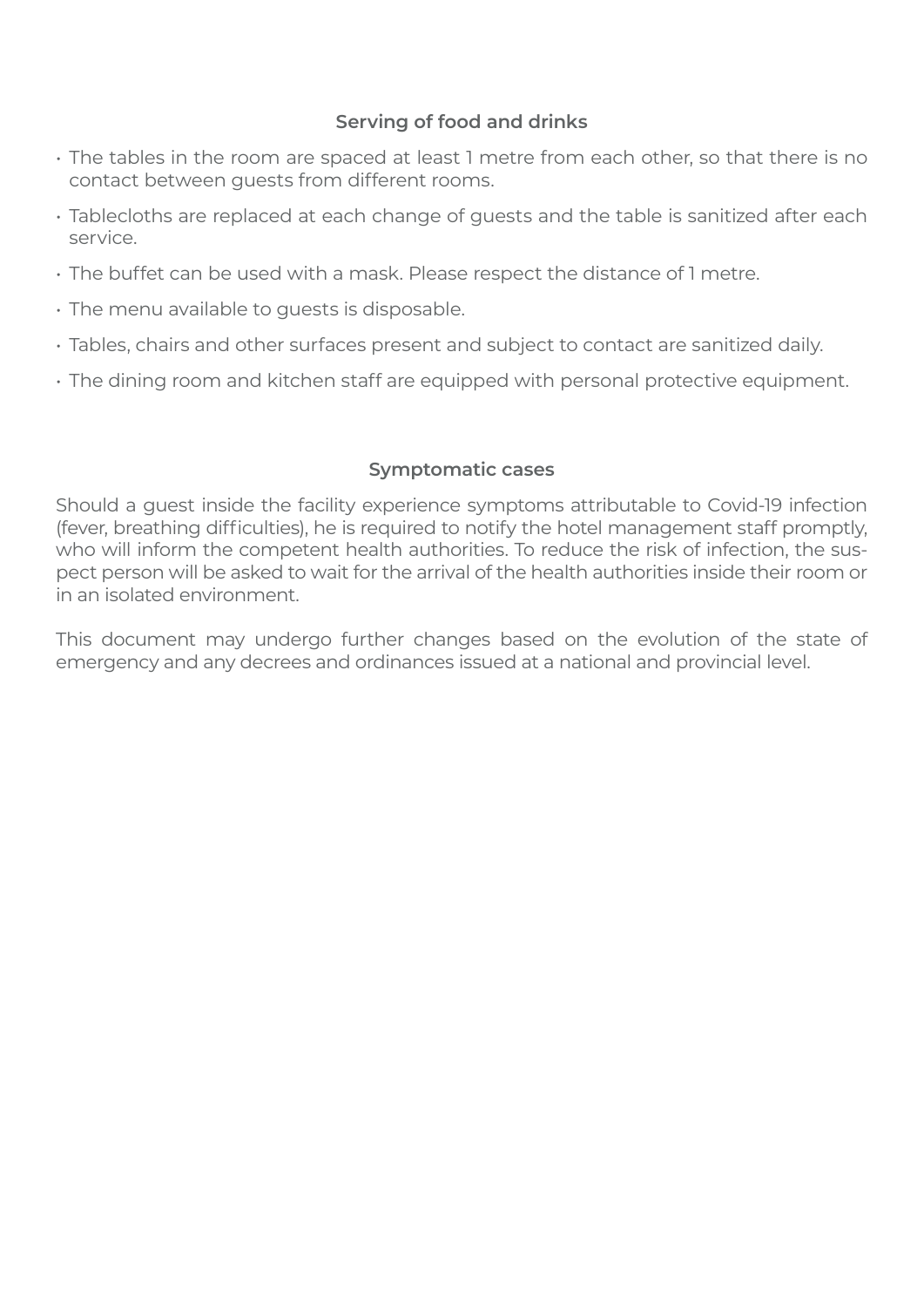## Serving of food and drinks

- The tables in the room are spaced at least 1 metre from each other, so that there is no contact between guests from different rooms.
- Tablecloths are replaced at each change of guests and the table is sanitized after each service.
- The buffet can be used with a mask. Please respect the distance of 1 metre.
- The menu available to guests is disposable.
- Tables, chairs and other surfaces present and subject to contact are sanitized daily.
- The dining room and kitchen staff are equipped with personal protective equipment.

## Symptomatic cases

Should a guest inside the facility experience symptoms attributable to Covid-19 infection (fever, breathing difficulties), he is required to notify the hotel management staff promptly, who will inform the competent health authorities. To reduce the risk of infection, the suspect person will be asked to wait for the arrival of the health authorities inside their room or in an isolated environment.

This document may undergo further changes based on the evolution of the state of emergency and any decrees and ordinances issued at a national and provincial level.